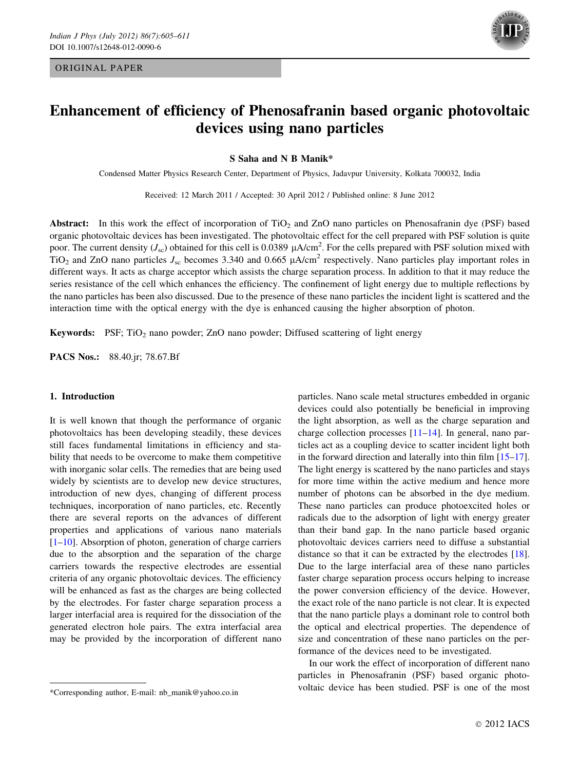ORIGINAL PAPER

# Enhancement of efficiency of Phenosafranin based organic photovoltaic devices using nano particles

**S Saha and N B Manik***

Condensed Matter Physics Research Center, Department of Physics, Jadavpur University, Kolkata 700032, India

Received: 12 March 2011 / Accepted: 30 April 2012 / Published online: 8 June 2012

**Abstract:** In this work the effect of incorporation of $TiO_2$ and ZnO nano particles on Phenosafranin dye (PSF) based organic photovoltaic devices has been investigated. The photovoltaic effect for the cell prepared with PSF solution is quite poor. The current density ($J_{sc}$) obtained for this cell is 0.0389 $\mu A/cm^2$. For the cells prepared with PSF solution mixed with $TiO_2$ and ZnO nano particles $J_{sc}$ becomes 3.340 and 0.665 $\mu A/cm^2$ respectively. Nano particles play important roles in different ways. It acts as charge acceptor which assists the charge separation process. In addition to that it may reduce the series resistance of the cell which enhances the efficiency. The confinement of light energy due to multiple reflections by the nano particles has been also discussed. Due to the presence of these nano particles the incident light is scattered and the interaction time with the optical energy with the dye is enhanced causing the higher absorption of photon.

**Keywords:** PSF; $TiO_2$ nano powder; ZnO nano powder; Diffused scattering of light energy

**PACS Nos.:** 88.40.jr; 78.67.Bf

## 1. Introduction

It is well known that though the performance of organic photovoltaics has been developing steadily, these devices still faces fundamental limitations in efficiency and stability that needs to be overcome to make them competitive with inorganic solar cells. The remedies that are being used widely by scientists are to develop new device structures, introduction of new dyes, changing of different process techniques, incorporation of nano particles, etc. Recently there are several reports on the advances of different properties and applications of various nano materials [1–10]. Absorption of photon, generation of charge carriers due to the absorption and the separation of the charge carriers towards the respective electrodes are essential criteria of any organic photovoltaic devices. The efficiency will be enhanced as fast as the charges are being collected by the electrodes. For faster charge separation process a larger interfacial area is required for the dissociation of the generated electron hole pairs. The extra interfacial area may be provided by the incorporation of different nano particles. Nano scale metal structures embedded in organic devices could also potentially be beneficial in improving the light absorption, as well as the charge separation and charge collection processes [11–14]. In general, nano particles act as a coupling device to scatter incident light both in the forward direction and laterally into thin film [15–17]. The light energy is scattered by the nano particles and stays for more time within the active medium and hence more number of photons can be absorbed in the dye medium. These nano particles can produce photoexcited holes or radicals due to the adsorption of light with energy greater than their band gap. In the nano particle based organic photovoltaic devices carriers need to diffuse a substantial distance so that it can be extracted by the electrodes [18]. Due to the large interfacial area of these nano particles faster charge separation process occurs helping to increase the power conversion efficiency of the device. However, the exact role of the nano particle is not clear. It is expected that the nano particle plays a dominant role to control both the optical and electrical properties. The dependence of size and concentration of these nano particles on the performance of the devices need to be investigated.

In our work the effect of incorporation of different nano particles in Phenosafranin (PSF) based organic photovoltaic device has been studied. PSF is one of the most

*Corresponding author, E-mail: nb_manik@yahoo.co.in

© 2012 IACS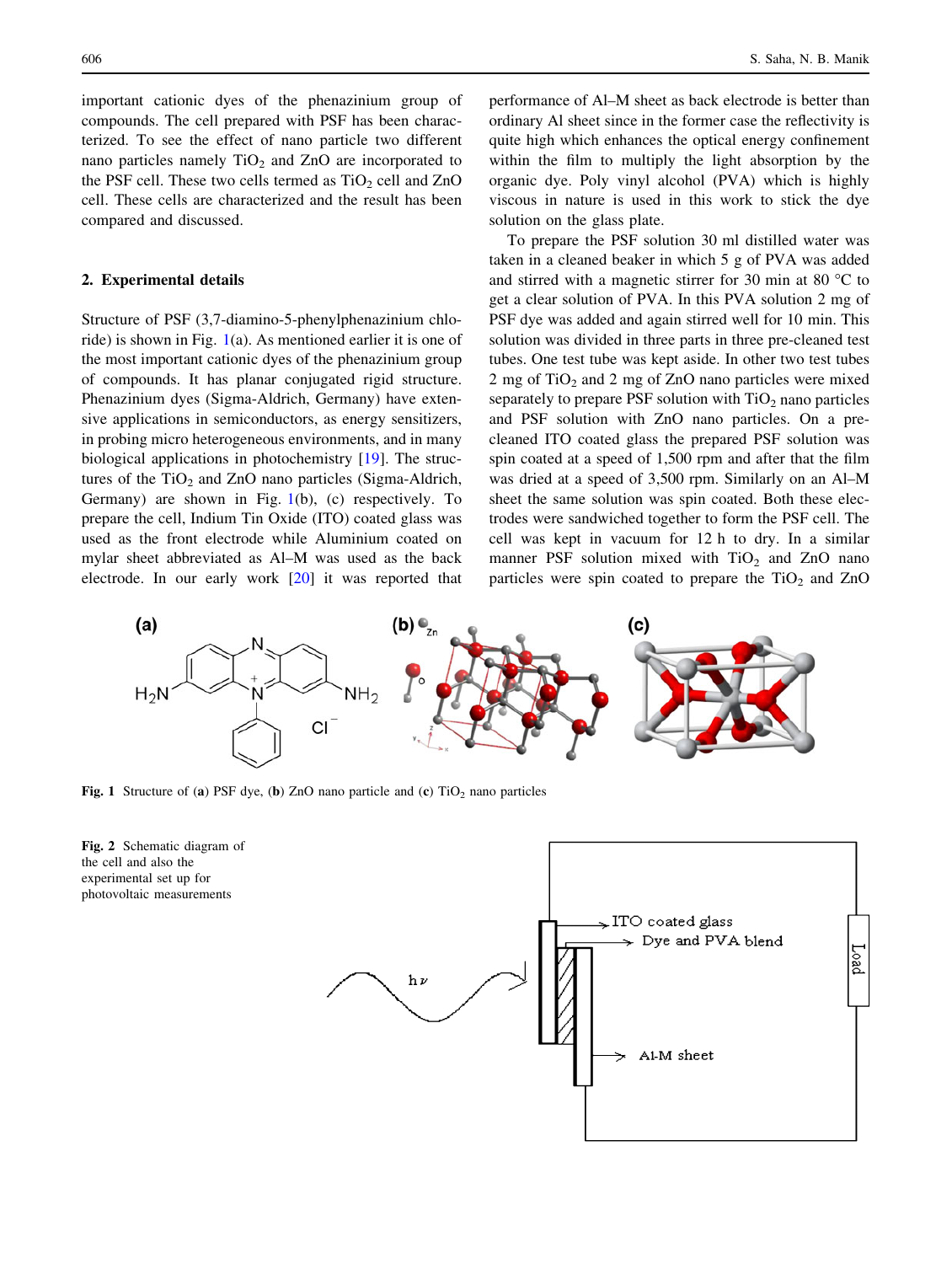important cationic dyes of the phenazinium group of compounds. The cell prepared with PSF has been characterized. To see the effect of nano particle two different nano particles namely $TiO_2$ and ZnO are incorporated to the PSF cell. These two cells termed as $TiO_2$ cell and ZnO cell. These cells are characterized and the result has been compared and discussed.

## 2. Experimental details

Structure of PSF (3,7-diamino-5-phenylphenazinium chloride) is shown in Fig. 1(a). As mentioned earlier it is one of the most important cationic dyes of the phenazinium group of compounds. It has planar conjugated rigid structure. Phenazinium dyes (Sigma-Aldrich, Germany) have extensive applications in semiconductors, as energy sensitizers, in probing micro heterogeneous environments, and in many biological applications in photochemistry [19]. The structures of the $TiO_2$ and ZnO nano particles (Sigma-Aldrich, Germany) are shown in Fig. 1(b), (c) respectively. To prepare the cell, Indium Tin Oxide (ITO) coated glass was used as the front electrode while Aluminium coated on mylar sheet abbreviated as Al–M was used as the back electrode. In our early work [20] it was reported that performance of Al–M sheet as back electrode is better than ordinary Al sheet since in the former case the reflectivity is quite high which enhances the optical energy confinement within the film to multiply the light absorption by the organic dye. Poly vinyl alcohol (PVA) which is highly viscous in nature is used in this work to stick the dye solution on the glass plate.

To prepare the PSF solution 30 ml distilled water was taken in a cleaned beaker in which 5 g of PVA was added and stirred with a magnetic stirrer for 30 min at 80 °C to get a clear solution of PVA. In this PVA solution 2 mg of PSF dye was added and again stirred well for 10 min. This solution was divided in three parts in three pre-cleaned test tubes. One test tube was kept aside. In other two test tubes 2 mg of $TiO_2$ and 2 mg of ZnO nano particles were mixed separately to prepare PSF solution with $TiO_2$ nano particles and PSF solution with ZnO nano particles. On a pre-cleaned ITO coated glass the prepared PSF solution was spin coated at a speed of 1,500 rpm and after that the film was dried at a speed of 3,500 rpm. Similarly on an Al–M sheet the same solution was spin coated. Both these electrodes were sandwiched together to form the PSF cell. The cell was kept in vacuum for 12 h to dry. In a similar manner PSF solution mixed with $TiO_2$ and ZnO nano particles were spin coated to prepare the $TiO_2$ and ZnO

**Fig. 1** Structure of (**a**) PSF dye, (**b**) ZnO nano particle and (**c**) $TiO_2$ nano particles

**Fig. 2** Schematic diagram of the cell and also the experimental set up for photovoltaic measurements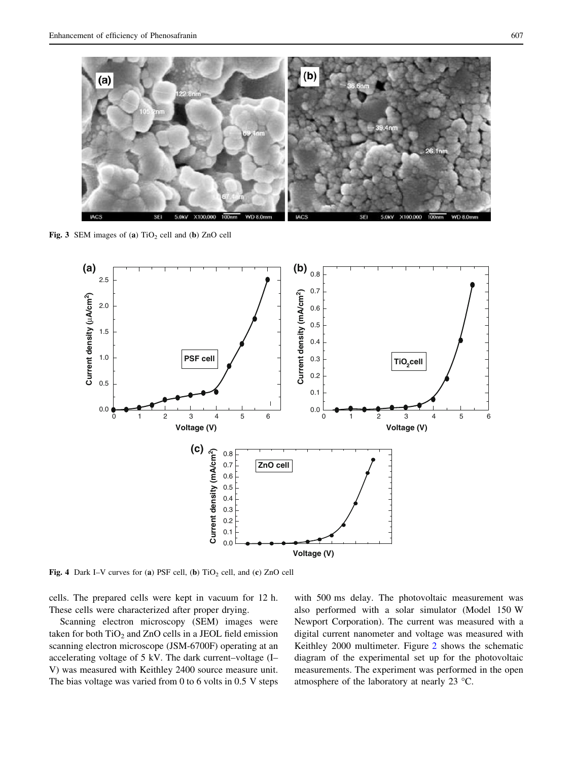Fig. 3 SEM images of (a) $TiO_2$ cell and (b) ZnO cell

Fig. 4 Dark I–V curves for (a) PSF cell, (b) $TiO_2$ cell, and (c) ZnO cell

cells. The prepared cells were kept in vacuum for 12 h. These cells were characterized after proper drying.

Scanning electron microscopy (SEM) images were taken for both $TiO_2$ and ZnO cells in a JEOL field emission scanning electron microscope (JSM-6700F) operating at an accelerating voltage of 5 kV. The dark current–voltage (I–V) was measured with Keithley 2400 source measure unit. The bias voltage was varied from 0 to 6 volts in 0.5 V steps with 500 ms delay. The photovoltaic measurement was also performed with a solar simulator (Model 150 W Newport Corporation). The current was measured with a digital current nanometer and voltage was measured with Keithley 2000 multimeter. Figure 2 shows the schematic diagram of the experimental set up for the photovoltaic measurements. The experiment was performed in the open atmosphere of the laboratory at nearly 23 °C.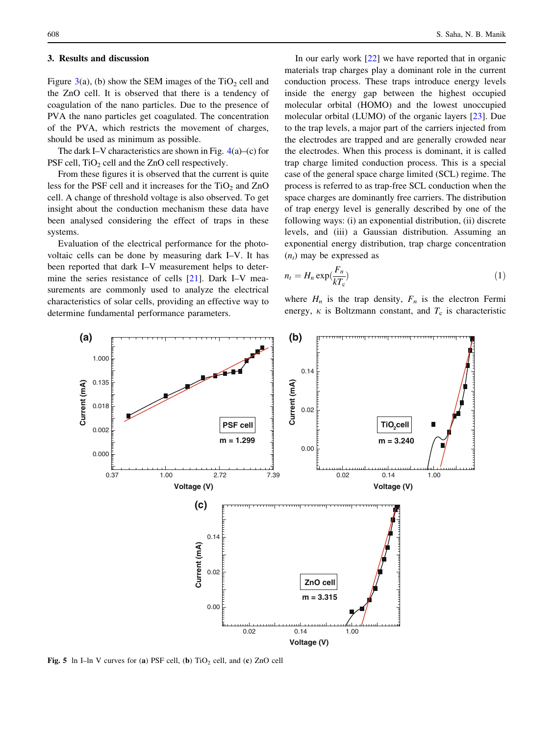## 3. Results and discussion

Figure 3(a), (b) show the SEM images of the $TiO_2$ cell and the ZnO cell. It is observed that there is a tendency of coagulation of the nano particles. Due to the presence of PVA the nano particles get coagulated. The concentration of the PVA, which restricts the movement of charges, should be used as minimum as possible.

The dark I–V characteristics are shown in Fig. 4(a)–(c) for PSF cell, $TiO_2$ cell and the ZnO cell respectively.

From these figures it is observed that the current is quite less for the PSF cell and it increases for the $TiO_2$ and ZnO cell. A change of threshold voltage is also observed. To get insight about the conduction mechanism these data have been analysed considering the effect of traps in these systems.

Evaluation of the electrical performance for the photovoltaic cells can be done by measuring dark I–V. It has been reported that dark I–V measurement helps to determine the series resistance of cells [21]. Dark I–V measurements are commonly used to analyze the electrical characteristics of solar cells, providing an effective way to determine fundamental performance parameters.

In our early work [22] we have reported that in organic materials trap charges play a dominant role in the current conduction process. These traps introduce energy levels inside the energy gap between the highest occupied molecular orbital (HOMO) and the lowest unoccupied molecular orbital (LUMO) of the organic layers [23]. Due to the trap levels, a major part of the carriers injected from the electrodes are trapped and are generally crowded near the electrodes. When this process is dominant, it is called trap charge limited conduction process. This is a special case of the general space charge limited (SCL) regime. The process is referred to as trap-free SCL conduction when the space charges are dominantly free carriers. The distribution of trap energy level is generally described by one of the following ways: (i) an exponential distribution, (ii) discrete levels, and (iii) a Gaussian distribution. Assuming an exponential energy distribution, trap charge concentration ($n_t$) may be expressed as

$$n_t = H_n \exp\left(\frac{F_n}{kT_c}\right) \tag{1}$$

where $H_n$ is the trap density, $F_n$ is the electron Fermi energy, $\kappa$ is Boltzmann constant, and $T_c$ is characteristic

**Fig. 5** ln I–ln V curves for (**a**) PSF cell, (**b**) $TiO_2$ cell, and (**c**) ZnO cell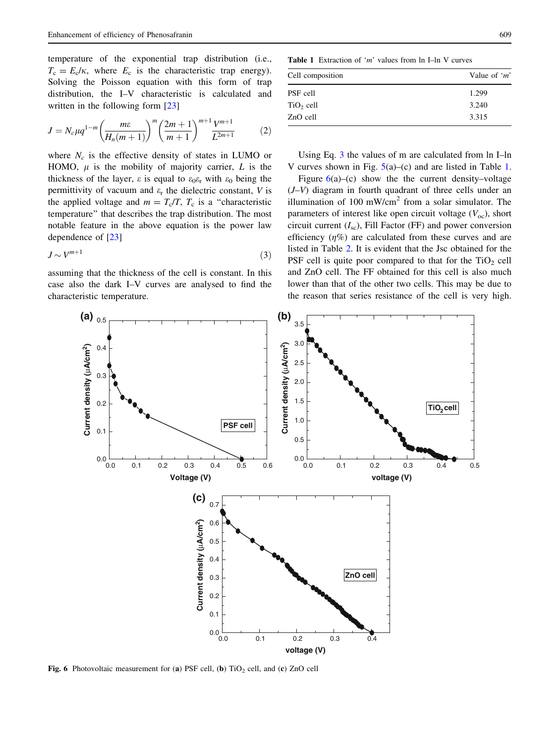temperature of the exponential trap distribution (i.e., $T_c = E_c/\kappa$, where $E_c$ is the characteristic trap energy). Solving the Poisson equation with this form of trap distribution, the I–V characteristic is calculated and written in the following form [23]

$$J = N_c \mu q^{1-m} \left( \frac{m\varepsilon}{H_n(m+1)} \right)^m \left( \frac{2m+1}{m+1} \right)^{m+1} \frac{V^{m+1}}{L^{2m+1}} \tag{2}$$

where $N_c$ is the effective density of states in LUMO or HOMO, $\mu$ is the mobility of majority carrier, $L$ is the thickness of the layer, $\varepsilon$ is equal to $\varepsilon_0 \varepsilon_r$ with $\varepsilon_0$ being the permittivity of vacuum and $\varepsilon_r$ the dielectric constant, $V$ is the applied voltage and $m = T_c/T$, $T_c$ is a "characteristic temperature" that describes the trap distribution. The most notable feature in the above equation is the power law dependence of [23]

$$J \sim V^{m+1} \tag{3}$$

assuming that the thickness of the cell is constant. In this case also the dark I–V curves are analysed to find the characteristic temperature.

**Table 1** Extraction of '*m*' values from ln I–ln V curves

| Cell composition | Value of '*m*' |
|---|---|
| PSF cell | 1.299 |
| $TiO_2$ cell | 3.240 |
| ZnO cell | 3.315 |

Using Eq. 3 the values of m are calculated from ln I–ln V curves shown in Fig. 5(a)–(c) and are listed in Table 1.

Figure 6(a)–(c) show the the current density–voltage (*J*–*V*) diagram in fourth quadrant of three cells under an illumination of 100 mW/cm$^2$ from a solar simulator. The parameters of interest like open circuit voltage ($V_{oc}$), short circuit current ($I_{sc}$), Fill Factor (FF) and power conversion efficiency ($\eta$%) are calculated from these curves and are listed in Table 2. It is evident that the Jsc obtained for the PSF cell is quite poor compared to that for the $TiO_2$ cell and ZnO cell. The FF obtained for this cell is also much lower than that of the other two cells. This may be due to the reason that series resistance of the cell is very high.

**Fig. 6** Photovoltaic measurement for (**a**) PSF cell, (**b**) $TiO_2$ cell, and (**c**) ZnO cell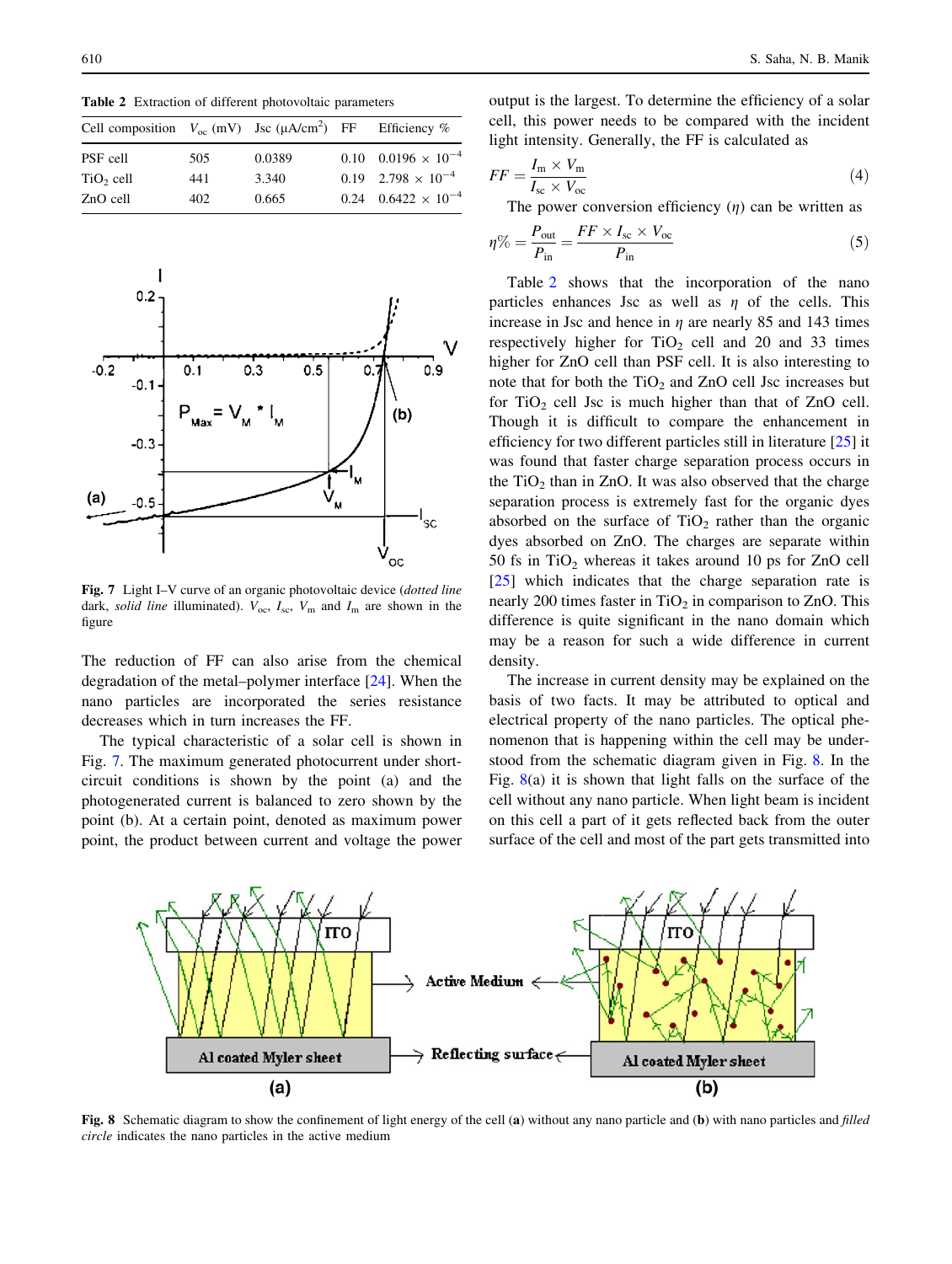**Table 2** Extraction of different photovoltaic parameters

| Cell composition | $V_{oc}$ (mV) | Jsc ($\mu$A/cm$^2$) | FF | Efficiency % |
|---|---|---|---|---|
| PSF cell | 505 | 0.0389 | 0.10 | $0.0196 \times 10^{-4}$ |
| $TiO_2$ cell | 441 | 3.340 | 0.19 | $2.798 \times 10^{-4}$ |
| ZnO cell | 402 | 0.665 | 0.24 | $0.6422 \times 10^{-4}$ |

**Fig. 7** Light I–V curve of an organic photovoltaic device (*dotted line* dark, *solid line* illuminated). $V_{oc}$, $I_{sc}$, $V_m$ and $I_m$ are shown in the figure

The reduction of FF can also arise from the chemical degradation of the metal–polymer interface [24]. When the nano particles are incorporated the series resistance decreases which in turn increases the FF.

The typical characteristic of a solar cell is shown in Fig. 7. The maximum generated photocurrent under short-circuit conditions is shown by the point (a) and the photogenerated current is balanced to zero shown by the point (b). At a certain point, denoted as maximum power point, the product between current and voltage the power output is the largest. To determine the efficiency of a solar cell, this power needs to be compared with the incident light intensity. Generally, the FF is calculated as

$$FF = \frac{I_m \times V_m}{I_{sc} \times V_{oc}} \tag{4}$$

The power conversion efficiency ($\eta$) can be written as

$$\eta\% = \frac{P_{out}}{P_{in}} = \frac{FF \times I_{sc} \times V_{oc}}{P_{in}} \tag{5}$$

Table 2 shows that the incorporation of the nano particles enhances Jsc as well as $\eta$ of the cells. This increase in Jsc and hence in $\eta$ are nearly 85 and 143 times respectively higher for $TiO_2$ cell and 20 and 33 times higher for ZnO cell than PSF cell. It is also interesting to note that for both the $TiO_2$ and ZnO cell Jsc increases but for $TiO_2$ cell Jsc is much higher than that of ZnO cell. Though it is difficult to compare the enhancement in efficiency for two different particles still in literature [25] it was found that faster charge separation process occurs in the $TiO_2$ than in ZnO. It was also observed that the charge separation process is extremely fast for the organic dyes absorbed on the surface of $TiO_2$ rather than the organic dyes absorbed on ZnO. The charges are separate within 50 fs in $TiO_2$ whereas it takes around 10 ps for ZnO cell [25] which indicates that the charge separation rate is nearly 200 times faster in $TiO_2$ in comparison to ZnO. This difference is quite significant in the nano domain which may be a reason for such a wide difference in current density.

The increase in current density may be explained on the basis of two facts. It may be attributed to optical and electrical property of the nano particles. The optical phenomenon that is happening within the cell may be understood from the schematic diagram given in Fig. 8. In the Fig. 8(a) it is shown that light falls on the surface of the cell without any nano particle. When light beam is incident on this cell a part of it gets reflected back from the outer surface of the cell and most of the part gets transmitted into

**Fig. 8** Schematic diagram to show the confinement of light energy of the cell (**a**) without any nano particle and (**b**) with nano particles and *filled circle* indicates the nano particles in the active medium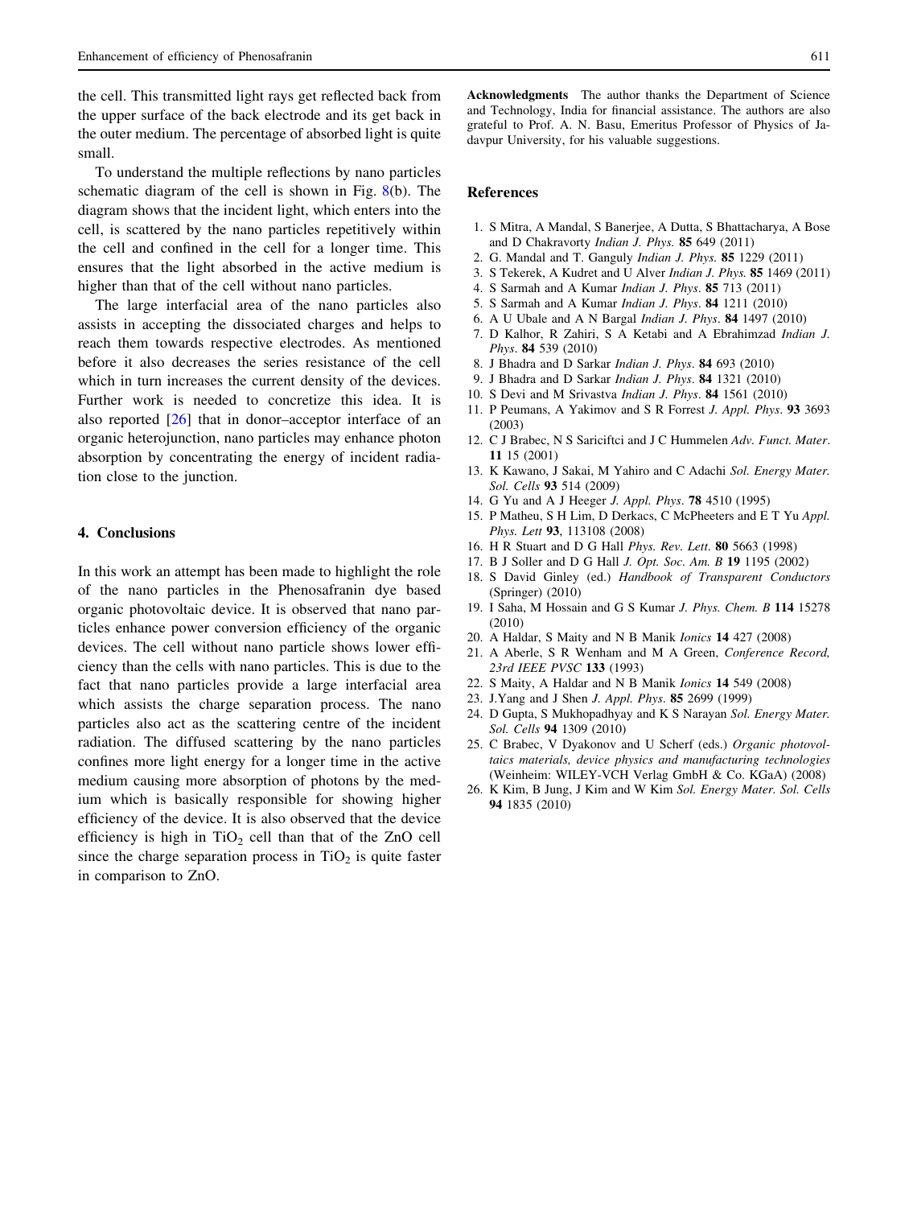the cell. This transmitted light rays get reflected back from the upper surface of the back electrode and its get back in the outer medium. The percentage of absorbed light is quite small.

To understand the multiple reflections by nano particles schematic diagram of the cell is shown in Fig. 8(b). The diagram shows that the incident light, which enters into the cell, is scattered by the nano particles repetitively within the cell and confined in the cell for a longer time. This ensures that the light absorbed in the active medium is higher than that of the cell without nano particles.

The large interfacial area of the nano particles also assists in accepting the dissociated charges and helps to reach them towards respective electrodes. As mentioned before it also decreases the series resistance of the cell which in turn increases the current density of the devices. Further work is needed to concretize this idea. It is also reported [26] that in donor–acceptor interface of an organic heterojunction, nano particles may enhance photon absorption by concentrating the energy of incident radiation close to the junction.

## 4. Conclusions

In this work an attempt has been made to highlight the role of the nano particles in the Phenosafranin dye based organic photovoltaic device. It is observed that nano particles enhance power conversion efficiency of the organic devices. The cell without nano particle shows lower efficiency than the cells with nano particles. This is due to the fact that nano particles provide a large interfacial area which assists the charge separation process. The nano particles also act as the scattering centre of the incident radiation. The diffused scattering by the nano particles confines more light energy for a longer time in the active medium causing more absorption of photons by the medium which is basically responsible for showing higher efficiency of the device. It is also observed that the device efficiency is high in $TiO_2$ cell than that of the ZnO cell since the charge separation process in $TiO_2$ is quite faster in comparison to ZnO.

**Acknowledgments** The author thanks the Department of Science and Technology, India for financial assistance. The authors are also grateful to Prof. A. N. Basu, Emeritus Professor of Physics of Jadavpur University, for his valuable suggestions.

## References

1. S Mitra, A Mandal, S Banerjee, A Dutta, S Bhattacharya, A Bose and D Chakravorty *Indian J. Phys.* **85** 649 (2011)
2. G. Mandal and T. Ganguly *Indian J. Phys.* **85** 1229 (2011)
3. S Tekerek, A Kudret and U Alver *Indian J. Phys.* **85** 1469 (2011)
4. S Sarmah and A Kumar *Indian J. Phys*. **85** 713 (2011)
5. S Sarmah and A Kumar *Indian J. Phys*. **84** 1211 (2010)
6. A U Ubale and A N Bargal *Indian J. Phys*. **84** 1497 (2010)
7. D Kalhor, R Zahiri, S A Ketabi and A Ebrahimzad *Indian J. Phys*. **84** 539 (2010)
8. J Bhadra and D Sarkar *Indian J. Phys*. **84** 693 (2010)
9. J Bhadra and D Sarkar *Indian J. Phys*. **84** 1321 (2010)
10. S Devi and M Srivastva *Indian J. Phys*. **84** 1561 (2010)
11. P Peumans, A Yakimov and S R Forrest *J. Appl. Phys*. **93** 3693 (2003)
12. C J Brabec, N S Sariciftci and J C Hummelen *Adv. Funct. Mater*. **11** 15 (2001)
13. K Kawano, J Sakai, M Yahiro and C Adachi *Sol. Energy Mater. Sol. Cells* **93** 514 (2009)
14. G Yu and A J Heeger *J. Appl. Phys*. **78** 4510 (1995)
15. P Matheu, S H Lim, D Derkacs, C McPheeters and E T Yu *Appl. Phys. Lett* **93**, 113108 (2008)
16. H R Stuart and D G Hall *Phys. Rev. Lett*. **80** 5663 (1998)
17. B J Soller and D G Hall *J. Opt. Soc. Am. B* **19** 1195 (2002)
18. S David Ginley (ed.) *Handbook of Transparent Conductors* (Springer) (2010)
19. I Saha, M Hossain and G S Kumar *J. Phys. Chem. B* **114** 15278 (2010)
20. A Haldar, S Maity and N B Manik *Ionics* **14** 427 (2008)
21. A Aberle, S R Wenham and M A Green, *Conference Record, 23rd IEEE PVSC* **133** (1993)
22. S Maity, A Haldar and N B Manik *Ionics* **14** 549 (2008)
23. J.Yang and J Shen *J. Appl. Phys*. **85** 2699 (1999)
24. D Gupta, S Mukhopadhyay and K S Narayan *Sol. Energy Mater. Sol. Cells* **94** 1309 (2010)
25. C Brabec, V Dyakonov and U Scherf (eds.) *Organic photovoltaics materials, device physics and manufacturing technologies* (Weinheim: WILEY-VCH Verlag GmbH & Co. KGaA) (2008)
26. K Kim, B Jung, J Kim and W Kim *Sol. Energy Mater. Sol. Cells* **94** 1835 (2010)